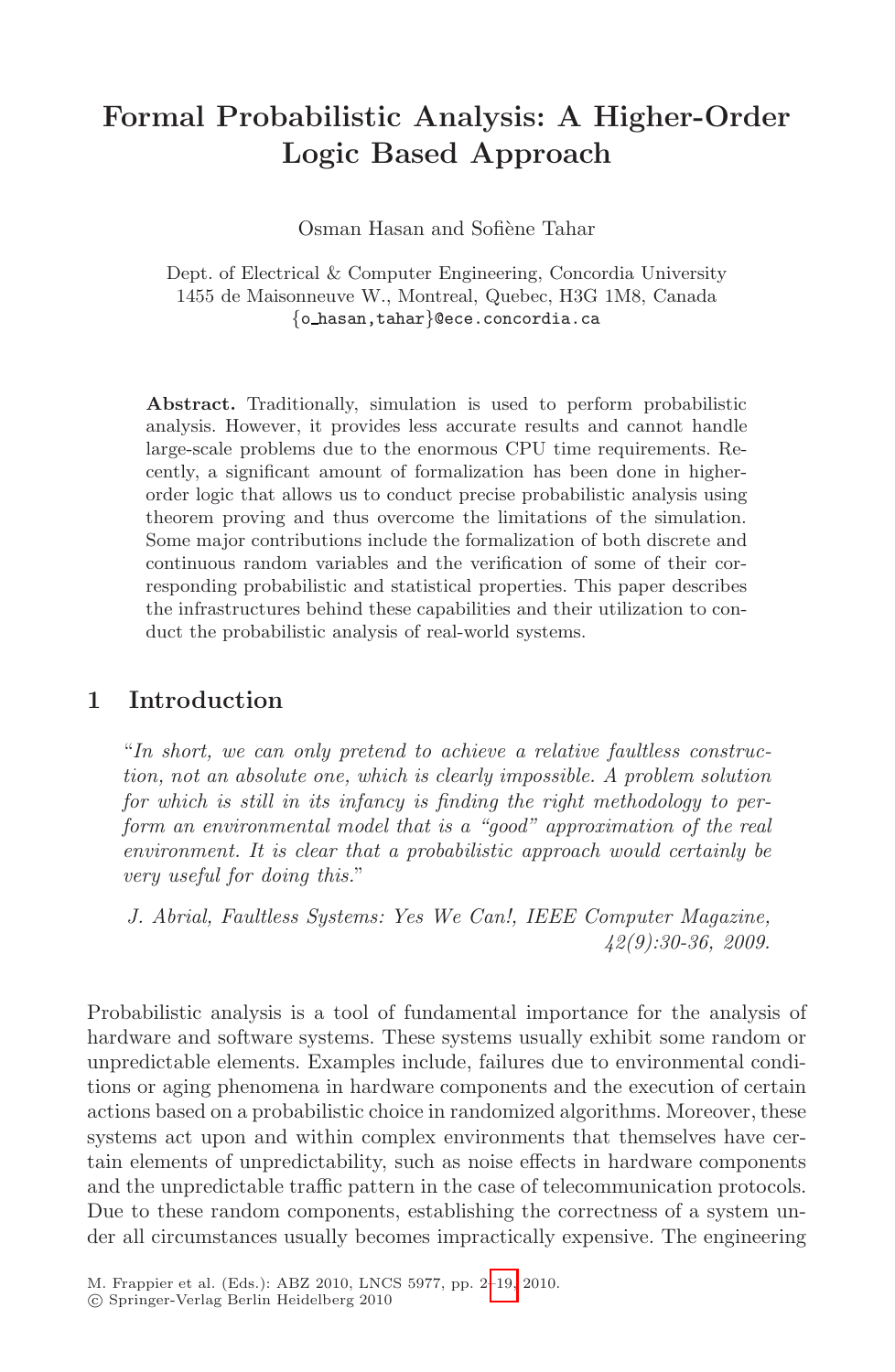# Formal Probabilistic Analysis: A Higher-Order Logic Based Approach

Osman Hasan and Sofiène Tahar

Dept. of Electrical & Computer Engineering, Concordia University
1455 de Maisonneuve W., Montreal, Quebec, H3G 1M8, Canada
{o_hasan,tahar}@ece.concordia.ca

**Abstract.** Traditionally, simulation is used to perform probabilistic analysis. However, it provides less accurate results and cannot handle large-scale problems due to the enormous CPU time requirements. Recently, a significant amount of formalization has been done in higher-order logic that allows us to conduct precise probabilistic analysis using theorem proving and thus overcome the limitations of the simulation. Some major contributions include the formalization of both discrete and continuous random variables and the verification of some of their corresponding probabilistic and statistical properties. This paper describes the infrastructures behind these capabilities and their utilization to conduct the probabilistic analysis of real-world systems.

## 1 Introduction

> "*In short, we can only pretend to achieve a relative faultless construction, not an absolute one, which is clearly impossible. A problem solution for which is still in its infancy is finding the right methodology to perform an environmental model that is a "good" approximation of the real environment. It is clear that a probabilistic approach would certainly be very useful for doing this.*"
>
> *J. Abrial, Faultless Systems: Yes We Can!, IEEE Computer Magazine, 42(9):30-36, 2009.*

Probabilistic analysis is a tool of fundamental importance for the analysis of hardware and software systems. These systems usually exhibit some random or unpredictable elements. Examples include, failures due to environmental conditions or aging phenomena in hardware components and the execution of certain actions based on a probabilistic choice in randomized algorithms. Moreover, these systems act upon and within complex environments that themselves have certain elements of unpredictability, such as noise effects in hardware components and the unpredictable traffic pattern in the case of telecommunication protocols. Due to these random components, establishing the correctness of a system under all circumstances usually becomes impractically expensive. The engineering

M. Frappier et al. (Eds.): ABZ 2010, LNCS 5977, pp. 2–19, 2010.
© Springer-Verlag Berlin Heidelberg 2010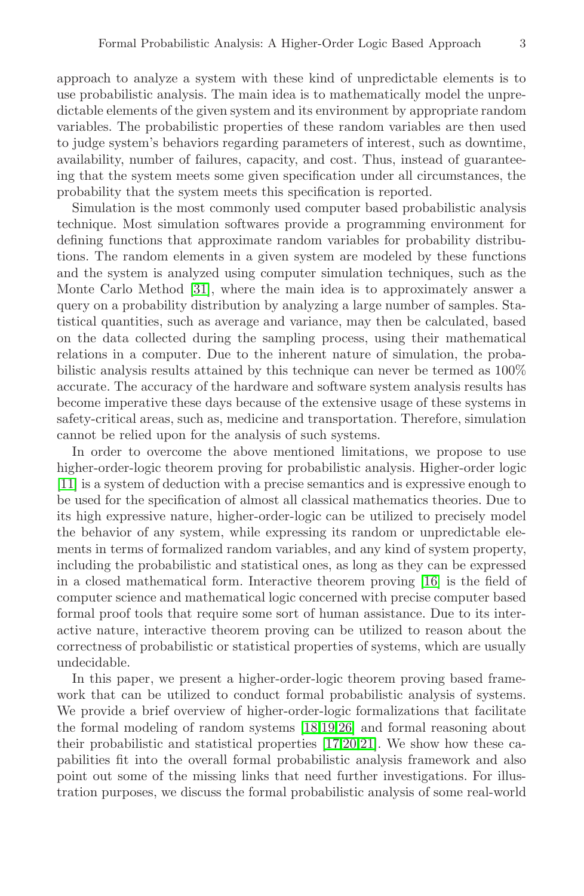approach to analyze a system with these kind of unpredictable elements is to use probabilistic analysis. The main idea is to mathematically model the unpredictable elements of the given system and its environment by appropriate random variables. The probabilistic properties of these random variables are then used to judge system's behaviors regarding parameters of interest, such as downtime, availability, number of failures, capacity, and cost. Thus, instead of guaranteeing that the system meets some given specification under all circumstances, the probability that the system meets this specification is reported.

Simulation is the most commonly used computer based probabilistic analysis technique. Most simulation softwares provide a programming environment for defining functions that approximate random variables for probability distributions. The random elements in a given system are modeled by these functions and the system is analyzed using computer simulation techniques, such as the Monte Carlo Method [31], where the main idea is to approximately answer a query on a probability distribution by analyzing a large number of samples. Statistical quantities, such as average and variance, may then be calculated, based on the data collected during the sampling process, using their mathematical relations in a computer. Due to the inherent nature of simulation, the probabilistic analysis results attained by this technique can never be termed as 100% accurate. The accuracy of the hardware and software system analysis results has become imperative these days because of the extensive usage of these systems in safety-critical areas, such as, medicine and transportation. Therefore, simulation cannot be relied upon for the analysis of such systems.

In order to overcome the above mentioned limitations, we propose to use higher-order-logic theorem proving for probabilistic analysis. Higher-order logic [11] is a system of deduction with a precise semantics and is expressive enough to be used for the specification of almost all classical mathematics theories. Due to its high expressive nature, higher-order-logic can be utilized to precisely model the behavior of any system, while expressing its random or unpredictable elements in terms of formalized random variables, and any kind of system property, including the probabilistic and statistical ones, as long as they can be expressed in a closed mathematical form. Interactive theorem proving [16] is the field of computer science and mathematical logic concerned with precise computer based formal proof tools that require some sort of human assistance. Due to its interactive nature, interactive theorem proving can be utilized to reason about the correctness of probabilistic or statistical properties of systems, which are usually undecidable.

In this paper, we present a higher-order-logic theorem proving based framework that can be utilized to conduct formal probabilistic analysis of systems. We provide a brief overview of higher-order-logic formalizations that facilitate the formal modeling of random systems [18,19,26] and formal reasoning about their probabilistic and statistical properties [17,20,21]. We show how these capabilities fit into the overall formal probabilistic analysis framework and also point out some of the missing links that need further investigations. For illustration purposes, we discuss the formal probabilistic analysis of some real-world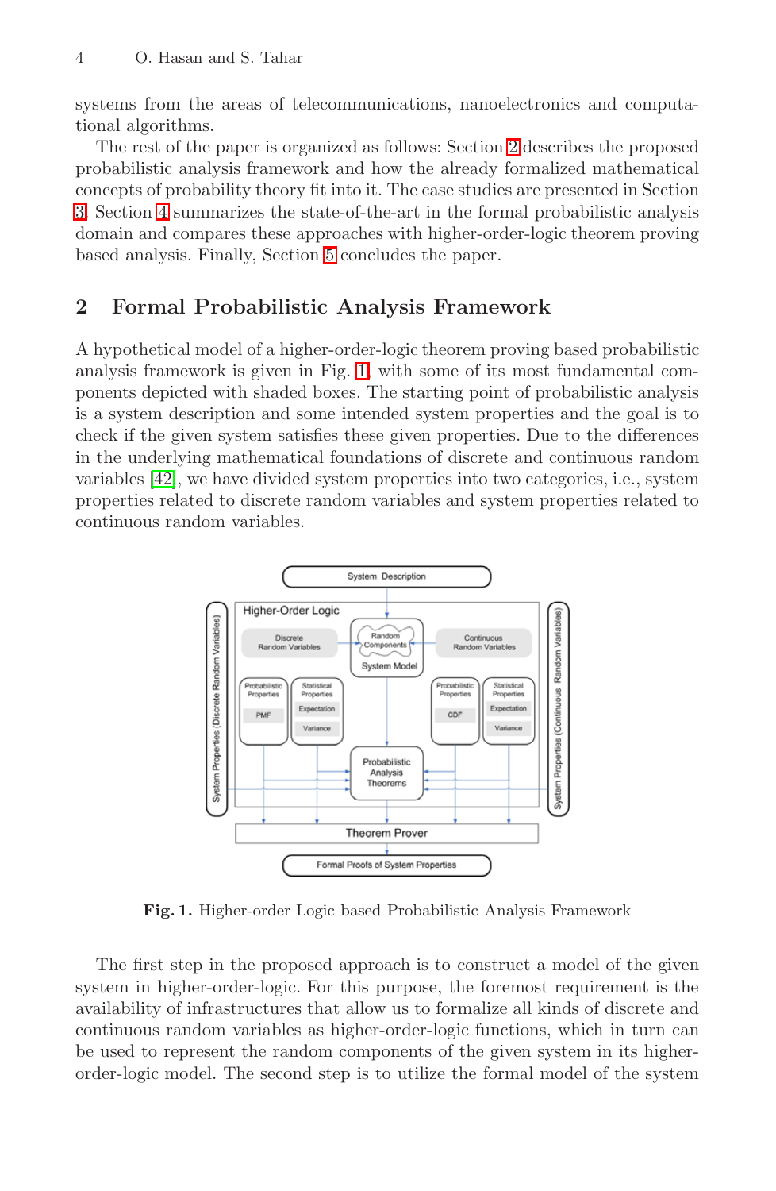systems from the areas of telecommunications, nanoelectronics and computational algorithms.

The rest of the paper is organized as follows: Section 2 describes the proposed probabilistic analysis framework and how the already formalized mathematical concepts of probability theory fit into it. The case studies are presented in Section 3. Section 4 summarizes the state-of-the-art in the formal probabilistic analysis domain and compares these approaches with higher-order-logic theorem proving based analysis. Finally, Section 5 concludes the paper.

## 2 Formal Probabilistic Analysis Framework

A hypothetical model of a higher-order-logic theorem proving based probabilistic analysis framework is given in Fig. 1, with some of its most fundamental components depicted with shaded boxes. The starting point of probabilistic analysis is a system description and some intended system properties and the goal is to check if the given system satisfies these given properties. Due to the differences in the underlying mathematical foundations of discrete and continuous random variables [42], we have divided system properties into two categories, i.e., system properties related to discrete random variables and system properties related to continuous random variables.

**Fig. 1.** Higher-order Logic based Probabilistic Analysis Framework

The first step in the proposed approach is to construct a model of the given system in higher-order-logic. For this purpose, the foremost requirement is the availability of infrastructures that allow us to formalize all kinds of discrete and continuous random variables as higher-order-logic functions, which in turn can be used to represent the random components of the given system in its higher-order-logic model. The second step is to utilize the formal model of the system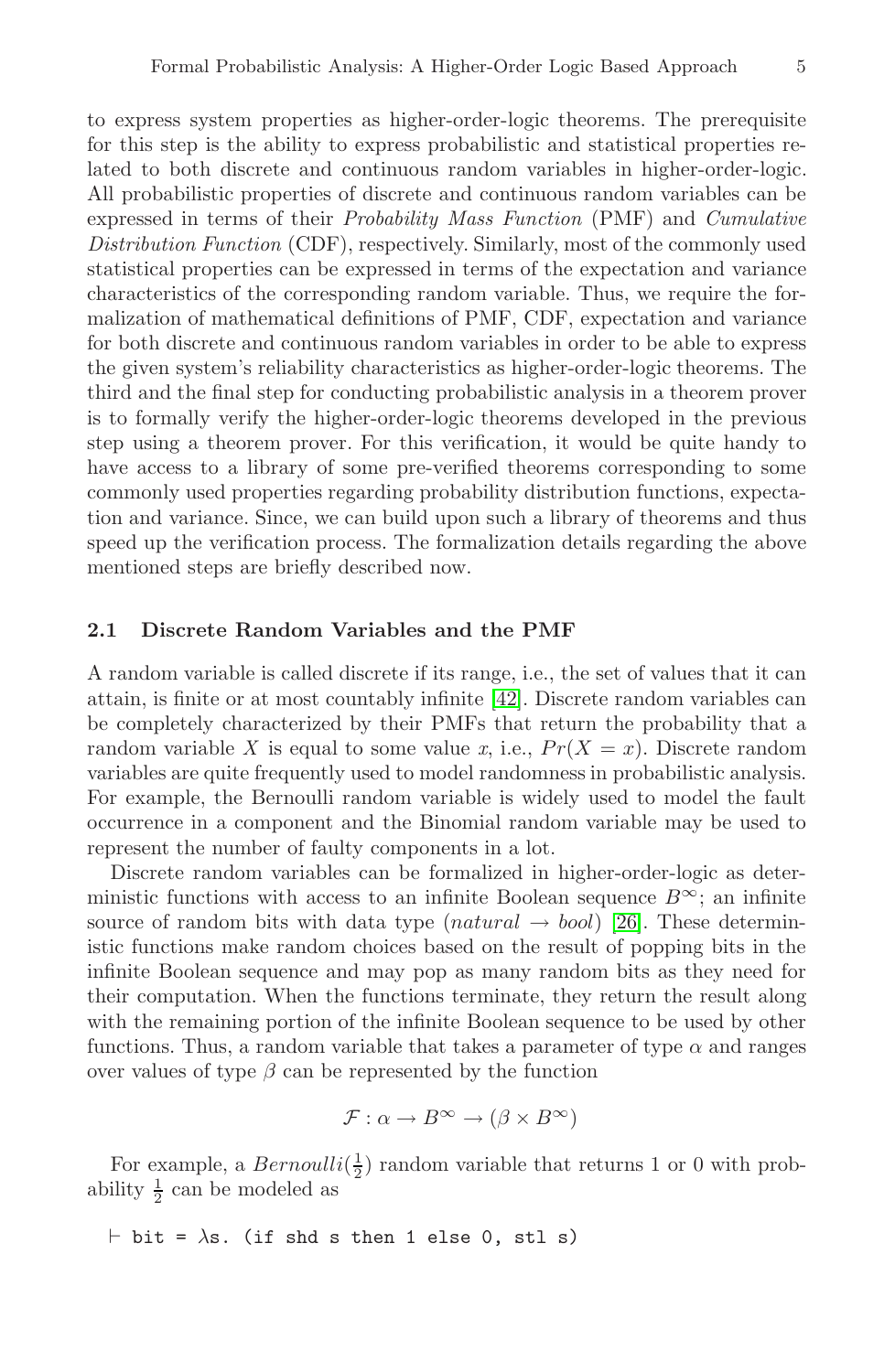to express system properties as higher-order-logic theorems. The prerequisite for this step is the ability to express probabilistic and statistical properties related to both discrete and continuous random variables in higher-order-logic. All probabilistic properties of discrete and continuous random variables can be expressed in terms of their *Probability Mass Function* (PMF) and *Cumulative Distribution Function* (CDF), respectively. Similarly, most of the commonly used statistical properties can be expressed in terms of the expectation and variance characteristics of the corresponding random variable. Thus, we require the formalization of mathematical definitions of PMF, CDF, expectation and variance for both discrete and continuous random variables in order to be able to express the given system's reliability characteristics as higher-order-logic theorems. The third and the final step for conducting probabilistic analysis in a theorem prover is to formally verify the higher-order-logic theorems developed in the previous step using a theorem prover. For this verification, it would be quite handy to have access to a library of some pre-verified theorems corresponding to some commonly used properties regarding probability distribution functions, expectation and variance. Since, we can build upon such a library of theorems and thus speed up the verification process. The formalization details regarding the above mentioned steps are briefly described now.

### 2.1 Discrete Random Variables and the PMF

A random variable is called discrete if its range, i.e., the set of values that it can attain, is finite or at most countably infinite [42]. Discrete random variables can be completely characterized by their PMFs that return the probability that a random variable $X$ is equal to some value $x$, i.e., $Pr(X = x)$. Discrete random variables are quite frequently used to model randomness in probabilistic analysis. For example, the Bernoulli random variable is widely used to model the fault occurrence in a component and the Binomial random variable may be used to represent the number of faulty components in a lot.

Discrete random variables can be formalized in higher-order-logic as deterministic functions with access to an infinite Boolean sequence $B^{\infty}$; an infinite source of random bits with data type ($natural \rightarrow bool$) [26]. These deterministic functions make random choices based on the result of popping bits in the infinite Boolean sequence and may pop as many random bits as they need for their computation. When the functions terminate, they return the result along with the remaining portion of the infinite Boolean sequence to be used by other functions. Thus, a random variable that takes a parameter of type $\alpha$ and ranges over values of type $\beta$ can be represented by the function

$$\mathcal{F} : \alpha \rightarrow B^{\infty} \rightarrow (\beta \times B^{\infty})$$

For example, a $Bernoulli(\frac{1}{2})$ random variable that returns 1 or 0 with probability $\frac{1}{2}$ can be modeled as

```
⊢ bit = λs. (if shd s then 1 else 0, stl s)
```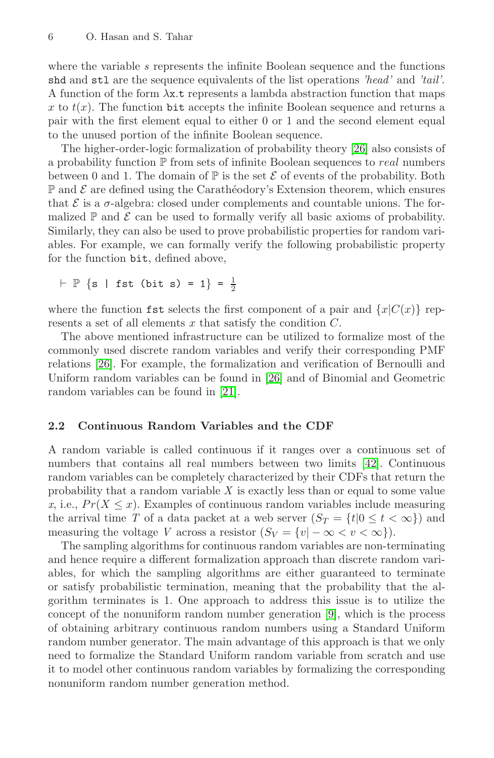where the variable $s$ represents the infinite Boolean sequence and the functions `shd` and `stl` are the sequence equivalents of the list operations *'head'* and *'tail'*. A function of the form $\lambda$`x.t` represents a lambda abstraction function that maps $x$ to $t(x)$. The function `bit` accepts the infinite Boolean sequence and returns a pair with the first element equal to either 0 or 1 and the second element equal to the unused portion of the infinite Boolean sequence.

The higher-order-logic formalization of probability theory [26] also consists of a probability function $\mathbb{P}$ from sets of infinite Boolean sequences to *real* numbers between 0 and 1. The domain of $\mathbb{P}$ is the set $\mathcal{E}$ of events of the probability. Both $\mathbb{P}$ and $\mathcal{E}$ are defined using the Carathéodory's Extension theorem, which ensures that $\mathcal{E}$ is a $\sigma$-algebra: closed under complements and countable unions. The formalized $\mathbb{P}$ and $\mathcal{E}$ can be used to formally verify all basic axioms of probability. Similarly, they can also be used to prove probabilistic properties for random variables. For example, we can formally verify the following probabilistic property for the function `bit`, defined above,

$$\vdash \mathbb{P}\ \{\texttt{s | fst (bit s) = 1}\} = \tfrac{1}{2}$$

where the function `fst` selects the first component of a pair and $\{x|C(x)\}$ represents a set of all elements $x$ that satisfy the condition $C$.

The above mentioned infrastructure can be utilized to formalize most of the commonly used discrete random variables and verify their corresponding PMF relations [26]. For example, the formalization and verification of Bernoulli and Uniform random variables can be found in [26] and of Binomial and Geometric random variables can be found in [21].

### 2.2 Continuous Random Variables and the CDF

A random variable is called continuous if it ranges over a continuous set of numbers that contains all real numbers between two limits [42]. Continuous random variables can be completely characterized by their CDFs that return the probability that a random variable $X$ is exactly less than or equal to some value $x$, i.e., $Pr(X \leq x)$. Examples of continuous random variables include measuring the arrival time $T$ of a data packet at a web server ($S_T = \{t|0 \leq t < \infty\}$) and measuring the voltage $V$ across a resistor ($S_V = \{v| -\infty < v < \infty\}$).

The sampling algorithms for continuous random variables are non-terminating and hence require a different formalization approach than discrete random variables, for which the sampling algorithms are either guaranteed to terminate or satisfy probabilistic termination, meaning that the probability that the algorithm terminates is 1. One approach to address this issue is to utilize the concept of the nonuniform random number generation [9], which is the process of obtaining arbitrary continuous random numbers using a Standard Uniform random number generator. The main advantage of this approach is that we only need to formalize the Standard Uniform random variable from scratch and use it to model other continuous random variables by formalizing the corresponding nonuniform random number generation method.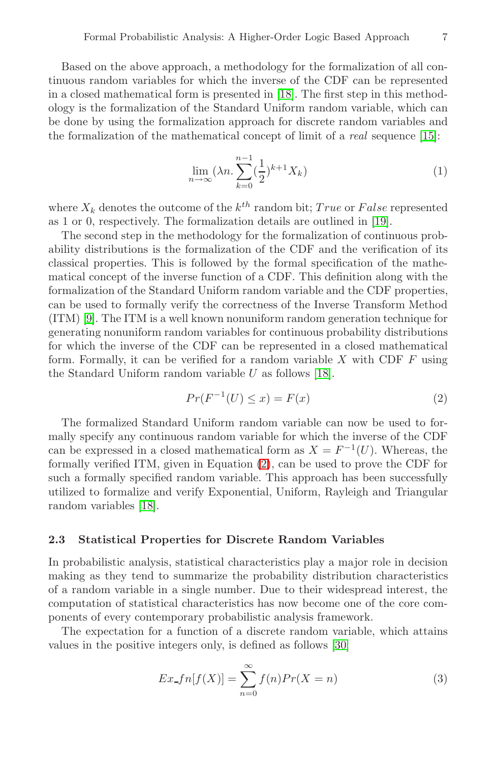Based on the above approach, a methodology for the formalization of all continuous random variables for which the inverse of the CDF can be represented in a closed mathematical form is presented in [18]. The first step in this methodology is the formalization of the Standard Uniform random variable, which can be done by using the formalization approach for discrete random variables and the formalization of the mathematical concept of limit of a *real* sequence [15]:

$$\lim_{n \to \infty} (\lambda n. \sum_{k=0}^{n-1} (\frac{1}{2})^{k+1} X_k) \tag{1}$$

where $X_k$ denotes the outcome of the $k^{th}$ random bit; $True$ or $False$ represented as 1 or 0, respectively. The formalization details are outlined in [19].

The second step in the methodology for the formalization of continuous probability distributions is the formalization of the CDF and the verification of its classical properties. This is followed by the formal specification of the mathematical concept of the inverse function of a CDF. This definition along with the formalization of the Standard Uniform random variable and the CDF properties, can be used to formally verify the correctness of the Inverse Transform Method (ITM) [9]. The ITM is a well known nonuniform random generation technique for generating nonuniform random variables for continuous probability distributions for which the inverse of the CDF can be represented in a closed mathematical form. Formally, it can be verified for a random variable $X$ with CDF $F$ using the Standard Uniform random variable $U$ as follows [18].

$$Pr(F^{-1}(U) \leq x) = F(x) \tag{2}$$

The formalized Standard Uniform random variable can now be used to formally specify any continuous random variable for which the inverse of the CDF can be expressed in a closed mathematical form as $X = F^{-1}(U)$. Whereas, the formally verified ITM, given in Equation (2), can be used to prove the CDF for such a formally specified random variable. This approach has been successfully utilized to formalize and verify Exponential, Uniform, Rayleigh and Triangular random variables [18].

### 2.3 Statistical Properties for Discrete Random Variables

In probabilistic analysis, statistical characteristics play a major role in decision making as they tend to summarize the probability distribution characteristics of a random variable in a single number. Due to their widespread interest, the computation of statistical characteristics has now become one of the core components of every contemporary probabilistic analysis framework.

The expectation for a function of a discrete random variable, which attains values in the positive integers only, is defined as follows [30]

$$Ex\_fn[f(X)] = \sum_{n=0}^{\infty} f(n) Pr(X = n) \tag{3}$$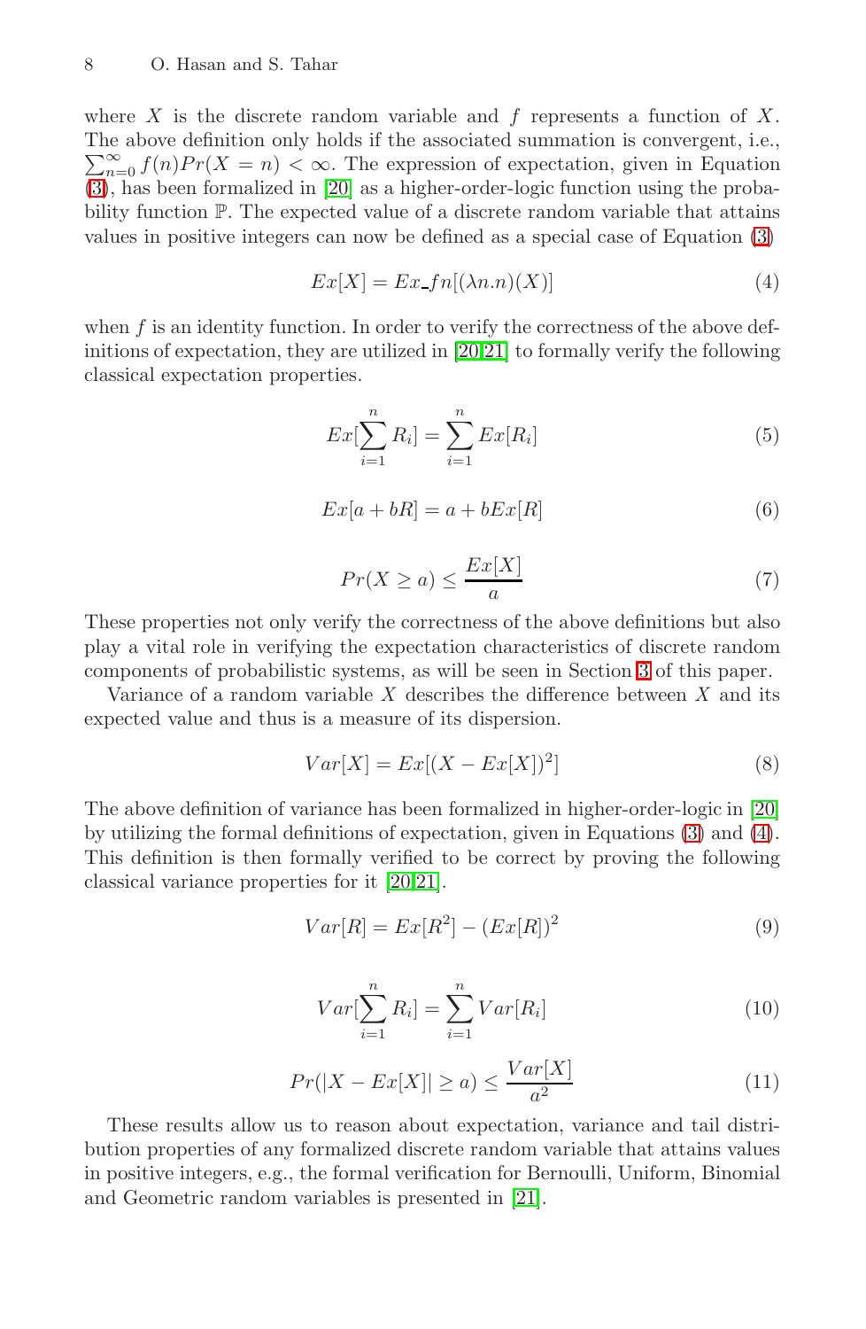where $X$ is the discrete random variable and $f$ represents a function of $X$. The above definition only holds if the associated summation is convergent, i.e., $\sum_{n=0}^{\infty} f(n)Pr(X = n) < \infty$. The expression of expectation, given in Equation (3), has been formalized in [20] as a higher-order-logic function using the probability function $\mathbb{P}$. The expected value of a discrete random variable that attains values in positive integers can now be defined as a special case of Equation (3)

$$Ex[X] = Ex\_fn[(\lambda n.n)(X)] \tag{4}$$

when $f$ is an identity function. In order to verify the correctness of the above definitions of expectation, they are utilized in [20,21] to formally verify the following classical expectation properties.

$$Ex[\sum_{i=1}^{n} R_i] = \sum_{i=1}^{n} Ex[R_i] \tag{5}$$

$$Ex[a + bR] = a + bEx[R] \tag{6}$$

$$Pr(X \geq a) \leq \frac{Ex[X]}{a} \tag{7}$$

These properties not only verify the correctness of the above definitions but also play a vital role in verifying the expectation characteristics of discrete random components of probabilistic systems, as will be seen in Section 3 of this paper.

Variance of a random variable $X$ describes the difference between $X$ and its expected value and thus is a measure of its dispersion.

$$Var[X] = Ex[(X - Ex[X])^2] \tag{8}$$

The above definition of variance has been formalized in higher-order-logic in [20] by utilizing the formal definitions of expectation, given in Equations (3) and (4). This definition is then formally verified to be correct by proving the following classical variance properties for it [20,21].

$$Var[R] = Ex[R^2] - (Ex[R])^2 \tag{9}$$

$$Var[\sum_{i=1}^{n} R_i] = \sum_{i=1}^{n} Var[R_i] \tag{10}$$

$$Pr(|X - Ex[X]| \geq a) \leq \frac{Var[X]}{a^2} \tag{11}$$

These results allow us to reason about expectation, variance and tail distribution properties of any formalized discrete random variable that attains values in positive integers, e.g., the formal verification for Bernoulli, Uniform, Binomial and Geometric random variables is presented in [21].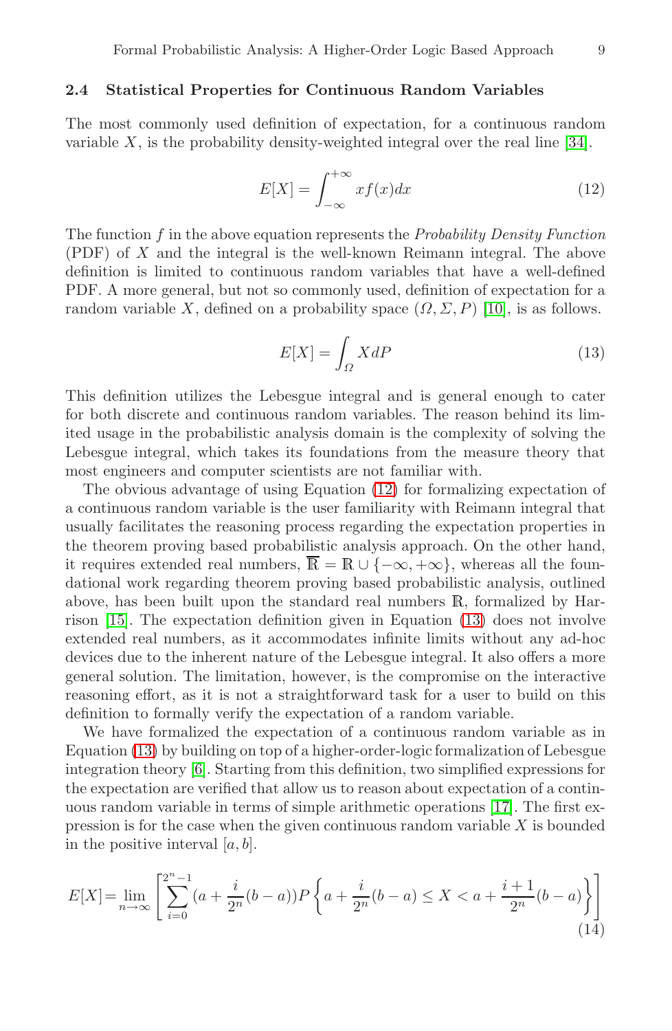### 2.4 Statistical Properties for Continuous Random Variables

The most commonly used definition of expectation, for a continuous random variable $X$, is the probability density-weighted integral over the real line [34].

$$E[X] = \int_{-\infty}^{+\infty} x f(x) dx \tag{12}$$

The function $f$ in the above equation represents the *Probability Density Function* (PDF) of $X$ and the integral is the well-known Reimann integral. The above definition is limited to continuous random variables that have a well-defined PDF. A more general, but not so commonly used, definition of expectation for a random variable $X$, defined on a probability space $(\Omega, \Sigma, P)$ [10], is as follows.

$$E[X] = \int_{\Omega} X dP \tag{13}$$

This definition utilizes the Lebesgue integral and is general enough to cater for both discrete and continuous random variables. The reason behind its limited usage in the probabilistic analysis domain is the complexity of solving the Lebesgue integral, which takes its foundations from the measure theory that most engineers and computer scientists are not familiar with.

The obvious advantage of using Equation (12) for formalizing expectation of a continuous random variable is the user familiarity with Reimann integral that usually facilitates the reasoning process regarding the expectation properties in the theorem proving based probabilistic analysis approach. On the other hand, it requires extended real numbers, $\overline{\mathbb{R}} = \mathbb{R} \cup \{-\infty, +\infty\}$, whereas all the foundational work regarding theorem proving based probabilistic analysis, outlined above, has been built upon the standard real numbers $\mathbb{R}$, formalized by Harrison [15]. The expectation definition given in Equation (13) does not involve extended real numbers, as it accommodates infinite limits without any ad-hoc devices due to the inherent nature of the Lebesgue integral. It also offers a more general solution. The limitation, however, is the compromise on the interactive reasoning effort, as it is not a straightforward task for a user to build on this definition to formally verify the expectation of a random variable.

We have formalized the expectation of a continuous random variable as in Equation (13) by building on top of a higher-order-logic formalization of Lebesgue integration theory [6]. Starting from this definition, two simplified expressions for the expectation are verified that allow us to reason about expectation of a continuous random variable in terms of simple arithmetic operations [17]. The first expression is for the case when the given continuous random variable $X$ is bounded in the positive interval $[a, b]$.

$$E[X] = \lim_{n \to \infty} \left[ \sum_{i=0}^{2^n - 1} \left(a + \frac{i}{2^n}(b-a)\right) P\left\{ a + \frac{i}{2^n}(b-a) \leq X < a + \frac{i+1}{2^n}(b-a) \right\} \right] \tag{14}$$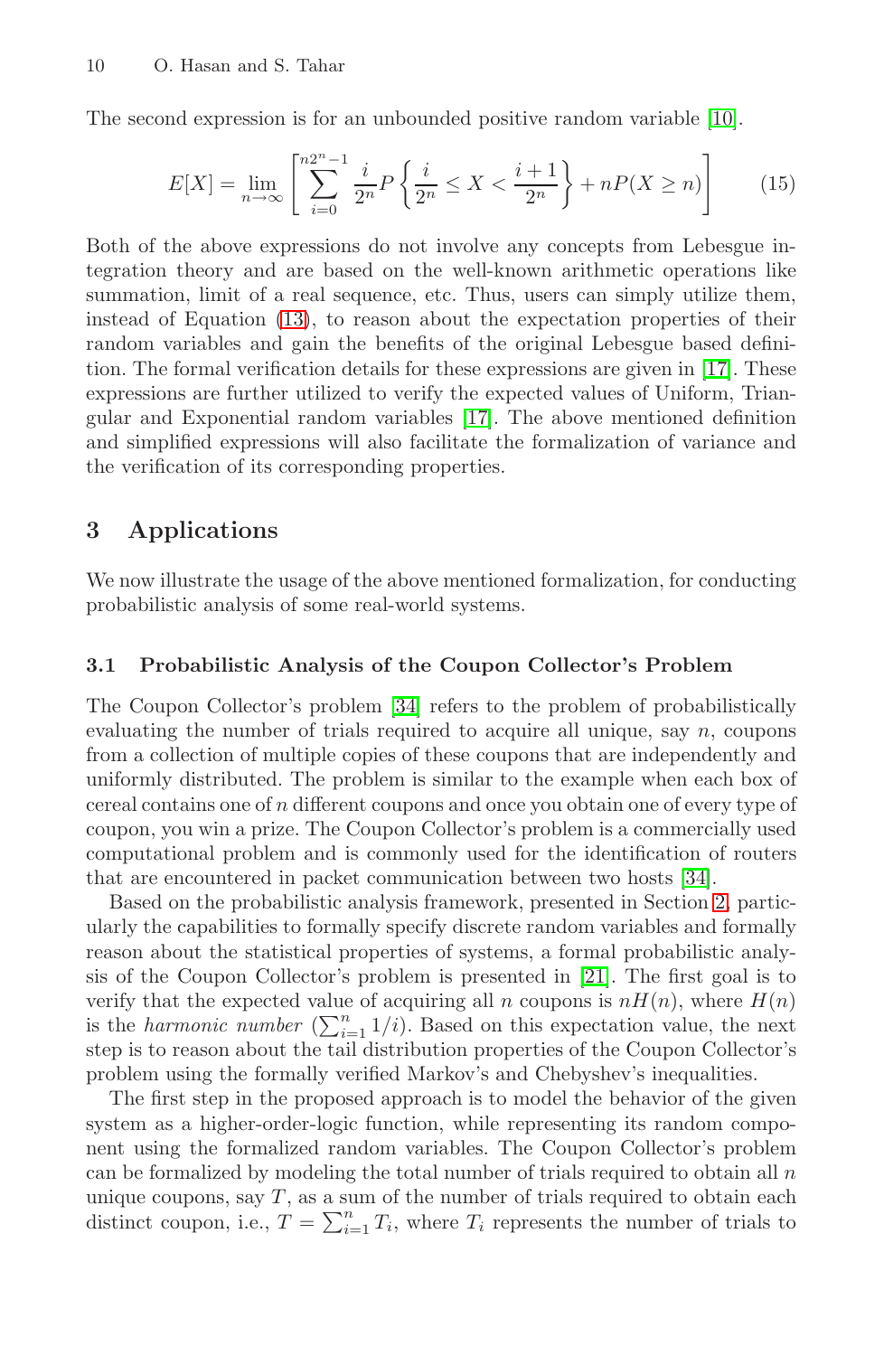The second expression is for an unbounded positive random variable [10].

$$E[X] = \lim_{n \to \infty} \left[ \sum_{i=0}^{n2^n - 1} \frac{i}{2^n} P\left\{ \frac{i}{2^n} \leq X < \frac{i+1}{2^n} \right\} + nP(X \geq n) \right] \tag{15}$$

Both of the above expressions do not involve any concepts from Lebesgue integration theory and are based on the well-known arithmetic operations like summation, limit of a real sequence, etc. Thus, users can simply utilize them, instead of Equation (13), to reason about the expectation properties of their random variables and gain the benefits of the original Lebesgue based definition. The formal verification details for these expressions are given in [17]. These expressions are further utilized to verify the expected values of Uniform, Triangular and Exponential random variables [17]. The above mentioned definition and simplified expressions will also facilitate the formalization of variance and the verification of its corresponding properties.

## 3 Applications

We now illustrate the usage of the above mentioned formalization, for conducting probabilistic analysis of some real-world systems.

### 3.1 Probabilistic Analysis of the Coupon Collector's Problem

The Coupon Collector's problem [34] refers to the problem of probabilistically evaluating the number of trials required to acquire all unique, say $n$, coupons from a collection of multiple copies of these coupons that are independently and uniformly distributed. The problem is similar to the example when each box of cereal contains one of $n$ different coupons and once you obtain one of every type of coupon, you win a prize. The Coupon Collector's problem is a commercially used computational problem and is commonly used for the identification of routers that are encountered in packet communication between two hosts [34].

Based on the probabilistic analysis framework, presented in Section 2, particularly the capabilities to formally specify discrete random variables and formally reason about the statistical properties of systems, a formal probabilistic analysis of the Coupon Collector's problem is presented in [21]. The first goal is to verify that the expected value of acquiring all $n$ coupons is $nH(n)$, where $H(n)$ is the *harmonic number* ($\sum_{i=1}^{n} 1/i$). Based on this expectation value, the next step is to reason about the tail distribution properties of the Coupon Collector's problem using the formally verified Markov's and Chebyshev's inequalities.

The first step in the proposed approach is to model the behavior of the given system as a higher-order-logic function, while representing its random component using the formalized random variables. The Coupon Collector's problem can be formalized by modeling the total number of trials required to obtain all $n$ unique coupons, say $T$, as a sum of the number of trials required to obtain each distinct coupon, i.e., $T = \sum_{i=1}^{n} T_i$, where $T_i$ represents the number of trials to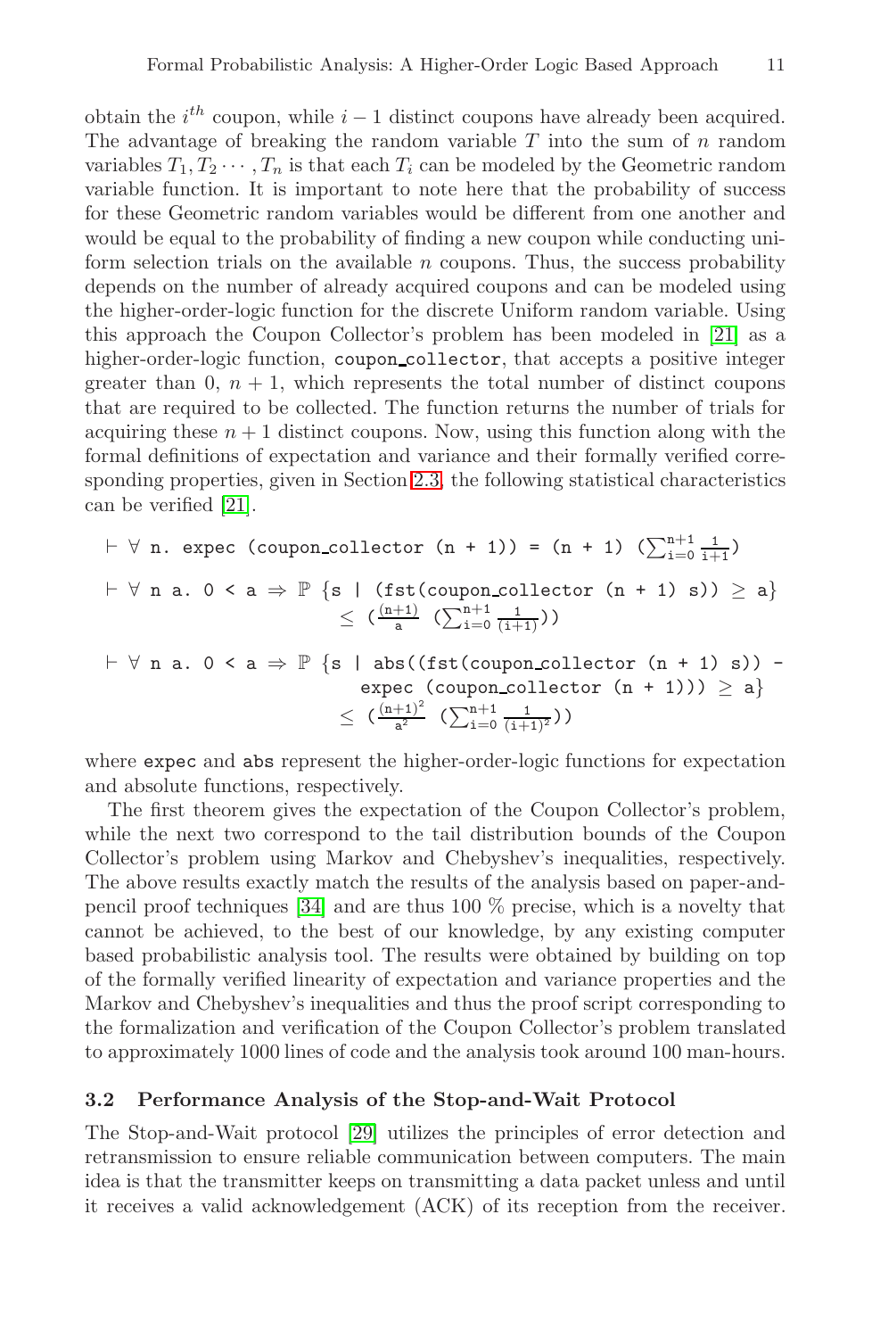obtain the $i^{th}$ coupon, while $i-1$ distinct coupons have already been acquired. The advantage of breaking the random variable $T$ into the sum of $n$ random variables $T_1, T_2 \cdots, T_n$ is that each $T_i$ can be modeled by the Geometric random variable function. It is important to note here that the probability of success for these Geometric random variables would be different from one another and would be equal to the probability of finding a new coupon while conducting uniform selection trials on the available $n$ coupons. Thus, the success probability depends on the number of already acquired coupons and can be modeled using the higher-order-logic function for the discrete Uniform random variable. Using this approach the Coupon Collector's problem has been modeled in [21] as a higher-order-logic function, `coupon_collector`, that accepts a positive integer greater than 0, $n+1$, which represents the total number of distinct coupons that are required to be collected. The function returns the number of trials for acquiring these $n+1$ distinct coupons. Now, using this function along with the formal definitions of expectation and variance and their formally verified corresponding properties, given in Section 2.3, the following statistical characteristics can be verified [21].

$$\vdash \forall \text{ n. expec (coupon\_collector (n + 1))} = \text{(n + 1)} \left(\sum_{i=0}^{n+1} \frac{1}{i+1}\right)$$

$$\vdash \forall \text{ n a. } 0 < \text{a} \Rightarrow \mathbb{P}\ \{\text{s} \mid \text{(fst(coupon\_collector (n + 1) s))} \geq \text{a}\} \leq \left(\frac{(n+1)}{a} \left(\sum_{i=0}^{n+1} \frac{1}{(i+1)}\right)\right)$$

$$\vdash \forall \text{ n a. } 0 < \text{a} \Rightarrow \mathbb{P}\ \{\text{s} \mid \text{abs((fst(coupon\_collector (n + 1) s))} - \text{expec (coupon\_collector (n + 1)))} \geq \text{a}\} \leq \left(\frac{(n+1)^2}{a^2} \left(\sum_{i=0}^{n+1} \frac{1}{(i+1)^2}\right)\right)$$

where `expec` and `abs` represent the higher-order-logic functions for expectation and absolute functions, respectively.

The first theorem gives the expectation of the Coupon Collector's problem, while the next two correspond to the tail distribution bounds of the Coupon Collector's problem using Markov and Chebyshev's inequalities, respectively. The above results exactly match the results of the analysis based on paper-and-pencil proof techniques [34] and are thus 100 % precise, which is a novelty that cannot be achieved, to the best of our knowledge, by any existing computer based probabilistic analysis tool. The results were obtained by building on top of the formally verified linearity of expectation and variance properties and the Markov and Chebyshev's inequalities and thus the proof script corresponding to the formalization and verification of the Coupon Collector's problem translated to approximately 1000 lines of code and the analysis took around 100 man-hours.

### 3.2 Performance Analysis of the Stop-and-Wait Protocol

The Stop-and-Wait protocol [29] utilizes the principles of error detection and retransmission to ensure reliable communication between computers. The main idea is that the transmitter keeps on transmitting a data packet unless and until it receives a valid acknowledgement (ACK) of its reception from the receiver.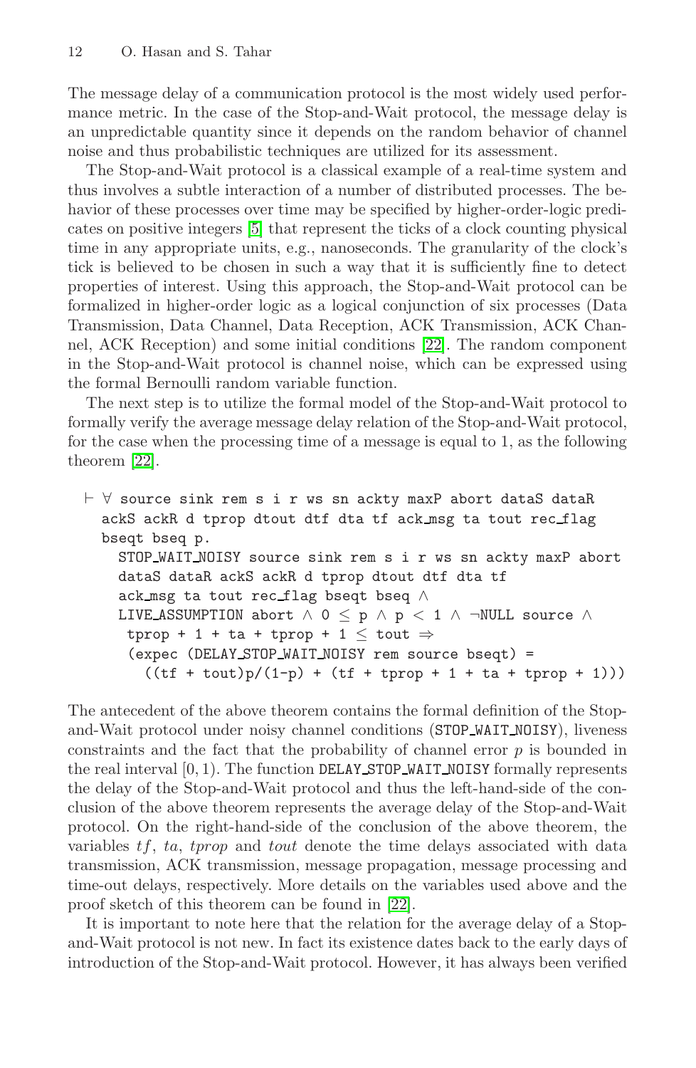The message delay of a communication protocol is the most widely used performance metric. In the case of the Stop-and-Wait protocol, the message delay is an unpredictable quantity since it depends on the random behavior of channel noise and thus probabilistic techniques are utilized for its assessment.

The Stop-and-Wait protocol is a classical example of a real-time system and thus involves a subtle interaction of a number of distributed processes. The behavior of these processes over time may be specified by higher-order-logic predicates on positive integers [5] that represent the ticks of a clock counting physical time in any appropriate units, e.g., nanoseconds. The granularity of the clock's tick is believed to be chosen in such a way that it is sufficiently fine to detect properties of interest. Using this approach, the Stop-and-Wait protocol can be formalized in higher-order logic as a logical conjunction of six processes (Data Transmission, Data Channel, Data Reception, ACK Transmission, ACK Channel, ACK Reception) and some initial conditions [22]. The random component in the Stop-and-Wait protocol is channel noise, which can be expressed using the formal Bernoulli random variable function.

The next step is to utilize the formal model of the Stop-and-Wait protocol to formally verify the average message delay relation of the Stop-and-Wait protocol, for the case when the processing time of a message is equal to 1, as the following theorem [22].

```
⊢ ∀ source sink rem s i r ws sn ackty maxP abort dataS dataR
  ackS ackR d tprop dtout dtf dta tf ack_msg ta tout rec_flag
  bseqt bseq p.
    STOP_WAIT_NOISY source sink rem s i r ws sn ackty maxP abort
    dataS dataR ackS ackR d tprop dtout dtf dta tf
    ack_msg ta tout rec_flag bseqt bseq ∧
    LIVE_ASSUMPTION abort ∧ 0 ≤ p ∧ p < 1 ∧ ¬NULL source ∧
     tprop + 1 + ta + tprop + 1 ≤ tout ⇒
     (expec (DELAY_STOP_WAIT_NOISY rem source bseqt) =
       ((tf + tout)p/(1-p) + (tf + tprop + 1 + ta + tprop + 1)))
```

The antecedent of the above theorem contains the formal definition of the Stop-and-Wait protocol under noisy channel conditions (STOP_WAIT_NOISY), liveness constraints and the fact that the probability of channel error $p$ is bounded in the real interval $[0, 1)$. The function DELAY_STOP_WAIT_NOISY formally represents the delay of the Stop-and-Wait protocol and thus the left-hand-side of the conclusion of the above theorem represents the average delay of the Stop-and-Wait protocol. On the right-hand-side of the conclusion of the above theorem, the variables $tf$, $ta$, $tprop$ and $tout$ denote the time delays associated with data transmission, ACK transmission, message propagation, message processing and time-out delays, respectively. More details on the variables used above and the proof sketch of this theorem can be found in [22].

It is important to note here that the relation for the average delay of a Stop-and-Wait protocol is not new. In fact its existence dates back to the early days of introduction of the Stop-and-Wait protocol. However, it has always been verified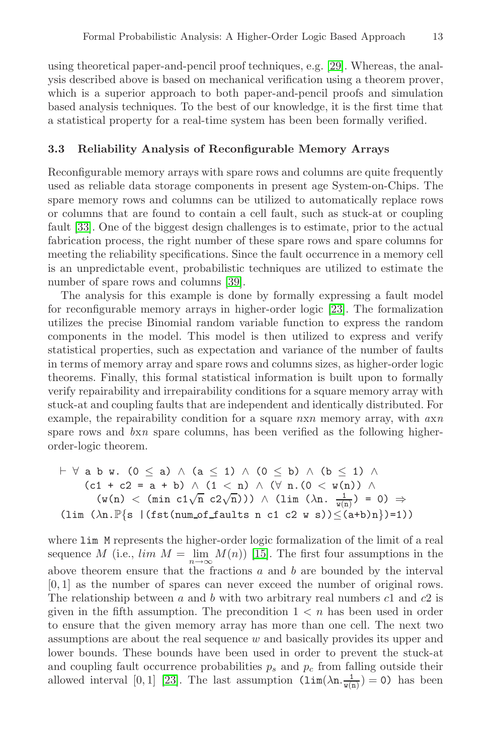using theoretical paper-and-pencil proof techniques, e.g. [29]. Whereas, the analysis described above is based on mechanical verification using a theorem prover, which is a superior approach to both paper-and-pencil proofs and simulation based analysis techniques. To the best of our knowledge, it is the first time that a statistical property for a real-time system has been been formally verified.

### 3.3 Reliability Analysis of Reconfigurable Memory Arrays

Reconfigurable memory arrays with spare rows and columns are quite frequently used as reliable data storage components in present age System-on-Chips. The spare memory rows and columns can be utilized to automatically replace rows or columns that are found to contain a cell fault, such as stuck-at or coupling fault [33]. One of the biggest design challenges is to estimate, prior to the actual fabrication process, the right number of these spare rows and spare columns for meeting the reliability specifications. Since the fault occurrence in a memory cell is an unpredictable event, probabilistic techniques are utilized to estimate the number of spare rows and columns [39].

The analysis for this example is done by formally expressing a fault model for reconfigurable memory arrays in higher-order logic [23]. The formalization utilizes the precise Binomial random variable function to express the random components in the model. This model is then utilized to express and verify statistical properties, such as expectation and variance of the number of faults in terms of memory array and spare rows and columns sizes, as higher-order logic theorems. Finally, this formal statistical information is built upon to formally verify repairability and irrepairability conditions for a square memory array with stuck-at and coupling faults that are independent and identically distributed. For example, the repairability condition for a square $n$x$n$ memory array, with $a$x$n$ spare rows and $b$x$n$ spare columns, has been verified as the following higher-order-logic theorem.

$$
\begin{aligned}
&\vdash \forall\ \mathtt{a\ b\ w}.\ (0 \leq \mathtt{a}) \land (\mathtt{a} \leq 1) \land (0 \leq \mathtt{b}) \land (\mathtt{b} \leq 1) \land \\
&\quad (\mathtt{c1 + c2 = a + b}) \land (1 < \mathtt{n}) \land (\forall\ \mathtt{n}.(0 < \mathtt{w(n)}) \land \\
&\quad\quad (\mathtt{w(n)} < (\mathtt{min}\ \mathtt{c1}\sqrt{\mathtt{n}}\ \mathtt{c2}\sqrt{\mathtt{n}}))) \land (\mathtt{lim}\ (\lambda \mathtt{n}.\ \tfrac{1}{\mathtt{w(n)}}) = 0) \Rightarrow \\
&(\mathtt{lim}\ (\lambda \mathtt{n}.\mathbb{P}\{\mathtt{s}\ |(\mathtt{fst(num\_of\_faults\ n\ c1\ c2\ w\ s)}) \leq \mathtt{(a+b)n}\}) = 1))
\end{aligned}
$$

where `lim M` represents the higher-order logic formalization of the limit of a real sequence $M$ (i.e., $lim\ M = \lim_{n\to\infty} M(n)$) [15]. The first four assumptions in the above theorem ensure that the fractions $a$ and $b$ are bounded by the interval $[0, 1]$ as the number of spares can never exceed the number of original rows. The relationship between $a$ and $b$ with two arbitrary real numbers $c1$ and $c2$ is given in the fifth assumption. The precondition $1 < n$ has been used in order to ensure that the given memory array has more than one cell. The next two assumptions are about the real sequence $w$ and basically provides its upper and lower bounds. These bounds have been used in order to prevent the stuck-at and coupling fault occurrence probabilities $p_s$ and $p_c$ from falling outside their allowed interval $[0, 1]$ [23]. The last assumption $(\mathtt{lim}(\lambda \mathtt{n}.\frac{1}{\mathtt{w(n)}}) = 0)$ has been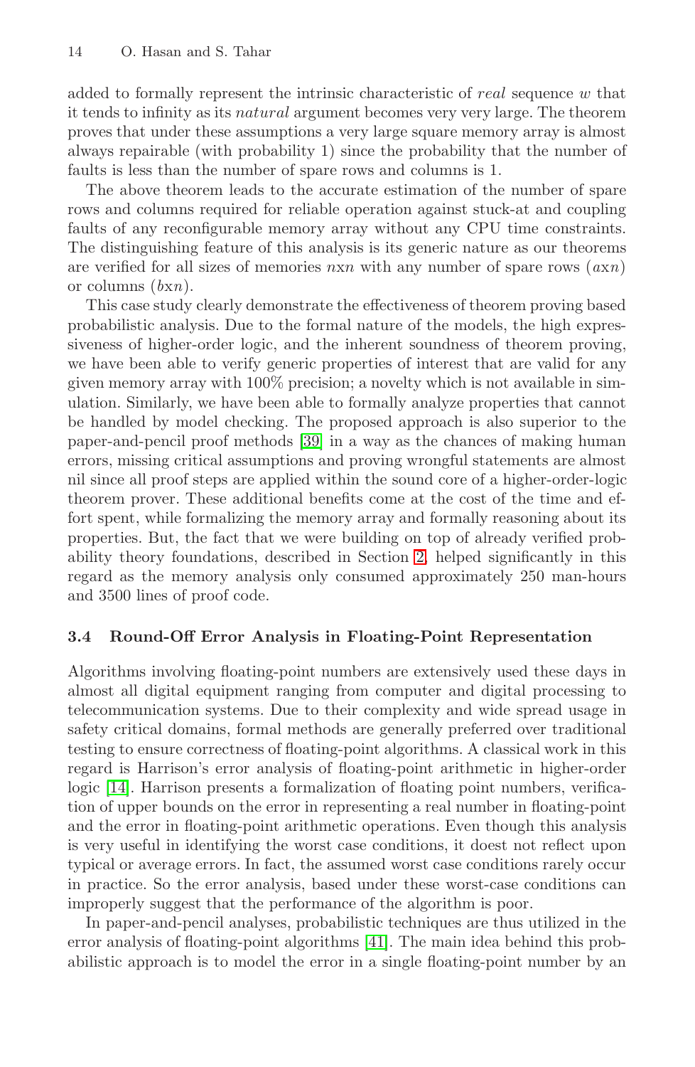added to formally represent the intrinsic characteristic of *real* sequence $w$ that it tends to infinity as its *natural* argument becomes very very large. The theorem proves that under these assumptions a very large square memory array is almost always repairable (with probability 1) since the probability that the number of faults is less than the number of spare rows and columns is 1.

The above theorem leads to the accurate estimation of the number of spare rows and columns required for reliable operation against stuck-at and coupling faults of any reconfigurable memory array without any CPU time constraints. The distinguishing feature of this analysis is its generic nature as our theorems are verified for all sizes of memories $n$x$n$ with any number of spare rows ($a$x$n$) or columns ($b$x$n$).

This case study clearly demonstrate the effectiveness of theorem proving based probabilistic analysis. Due to the formal nature of the models, the high expressiveness of higher-order logic, and the inherent soundness of theorem proving, we have been able to verify generic properties of interest that are valid for any given memory array with 100% precision; a novelty which is not available in simulation. Similarly, we have been able to formally analyze properties that cannot be handled by model checking. The proposed approach is also superior to the paper-and-pencil proof methods [39] in a way as the chances of making human errors, missing critical assumptions and proving wrongful statements are almost nil since all proof steps are applied within the sound core of a higher-order-logic theorem prover. These additional benefits come at the cost of the time and effort spent, while formalizing the memory array and formally reasoning about its properties. But, the fact that we were building on top of already verified probability theory foundations, described in Section 2, helped significantly in this regard as the memory analysis only consumed approximately 250 man-hours and 3500 lines of proof code.

### 3.4 Round-Off Error Analysis in Floating-Point Representation

Algorithms involving floating-point numbers are extensively used these days in almost all digital equipment ranging from computer and digital processing to telecommunication systems. Due to their complexity and wide spread usage in safety critical domains, formal methods are generally preferred over traditional testing to ensure correctness of floating-point algorithms. A classical work in this regard is Harrison's error analysis of floating-point arithmetic in higher-order logic [14]. Harrison presents a formalization of floating point numbers, verification of upper bounds on the error in representing a real number in floating-point and the error in floating-point arithmetic operations. Even though this analysis is very useful in identifying the worst case conditions, it doest not reflect upon typical or average errors. In fact, the assumed worst case conditions rarely occur in practice. So the error analysis, based under these worst-case conditions can improperly suggest that the performance of the algorithm is poor.

In paper-and-pencil analyses, probabilistic techniques are thus utilized in the error analysis of floating-point algorithms [41]. The main idea behind this probabilistic approach is to model the error in a single floating-point number by an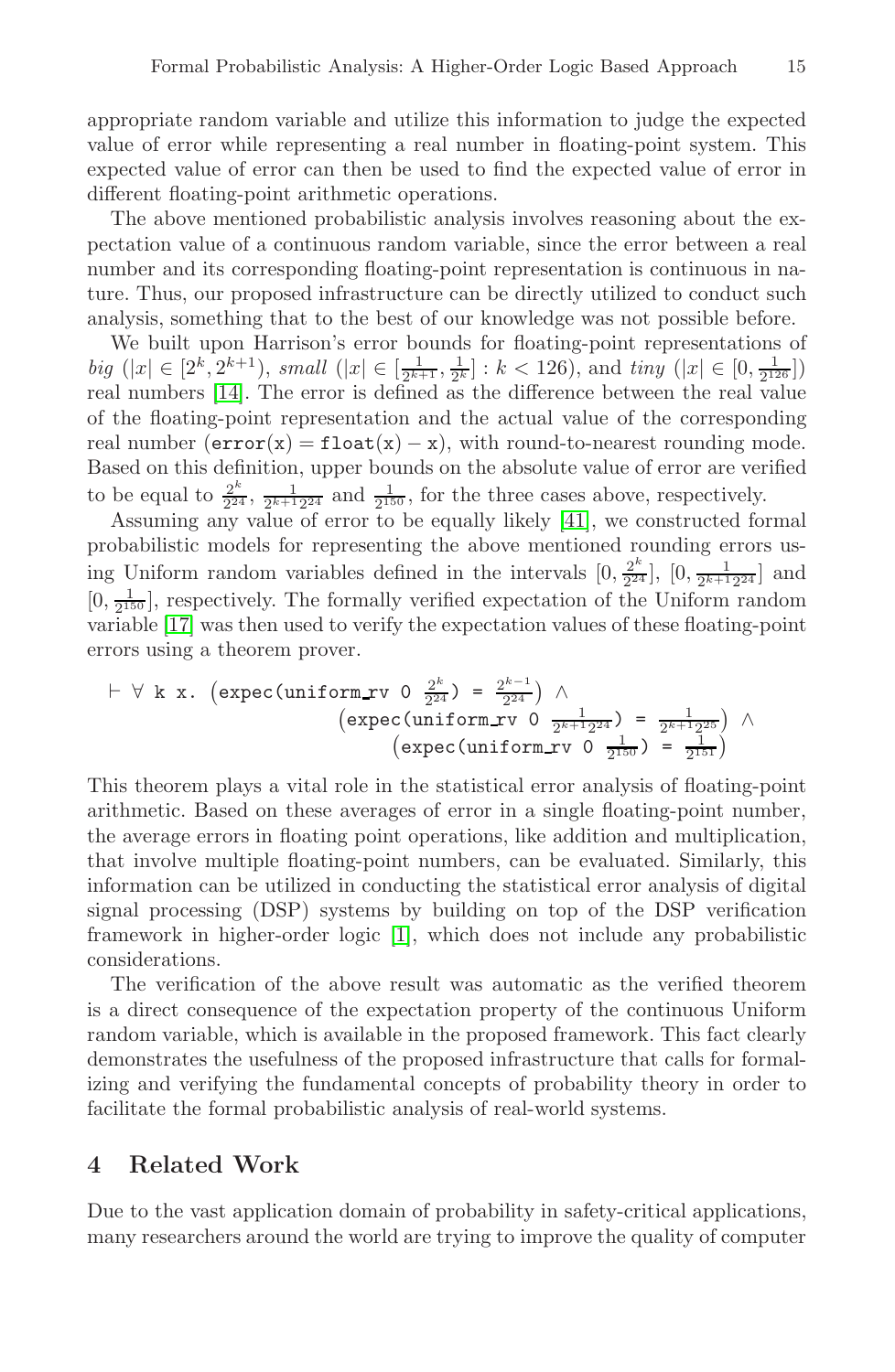appropriate random variable and utilize this information to judge the expected value of error while representing a real number in floating-point system. This expected value of error can then be used to find the expected value of error in different floating-point arithmetic operations.

The above mentioned probabilistic analysis involves reasoning about the expectation value of a continuous random variable, since the error between a real number and its corresponding floating-point representation is continuous in nature. Thus, our proposed infrastructure can be directly utilized to conduct such analysis, something that to the best of our knowledge was not possible before.

We built upon Harrison's error bounds for floating-point representations of *big* ($|x| \in [2^k, 2^{k+1})$, *small* ($|x| \in [\frac{1}{2^{k+1}}, \frac{1}{2^k}] : k < 126$), and *tiny* ($|x| \in [0, \frac{1}{2^{126}}]$) real numbers [14]. The error is defined as the difference between the real value of the floating-point representation and the actual value of the corresponding real number ($\mathtt{error(x) = float(x) - x}$), with round-to-nearest rounding mode. Based on this definition, upper bounds on the absolute value of error are verified to be equal to $\frac{2^k}{2^{24}}$, $\frac{1}{2^{k+1}2^{24}}$ and $\frac{1}{2^{150}}$, for the three cases above, respectively.

Assuming any value of error to be equally likely [41], we constructed formal probabilistic models for representing the above mentioned rounding errors using Uniform random variables defined in the intervals $[0, \frac{2^k}{2^{24}}]$, $[0, \frac{1}{2^{k+1}2^{24}}]$ and $[0, \frac{1}{2^{150}}]$, respectively. The formally verified expectation of the Uniform random variable [17] was then used to verify the expectation values of these floating-point errors using a theorem prover.

$$\vdash \forall\ \mathtt{k}\ \mathtt{x}.\ \left(\mathtt{expec(uniform\_rv}\ 0\ \tfrac{2^k}{2^{24}}) = \tfrac{2^{k-1}}{2^{24}}\right) \wedge \left(\mathtt{expec(uniform\_rv}\ 0\ \tfrac{1}{2^{k+1}2^{24}}) = \tfrac{1}{2^{k+1}2^{25}}\right) \wedge \left(\mathtt{expec(uniform\_rv}\ 0\ \tfrac{1}{2^{150}}) = \tfrac{1}{2^{151}}\right)$$

This theorem plays a vital role in the statistical error analysis of floating-point arithmetic. Based on these averages of error in a single floating-point number, the average errors in floating point operations, like addition and multiplication, that involve multiple floating-point numbers, can be evaluated. Similarly, this information can be utilized in conducting the statistical error analysis of digital signal processing (DSP) systems by building on top of the DSP verification framework in higher-order logic [1], which does not include any probabilistic considerations.

The verification of the above result was automatic as the verified theorem is a direct consequence of the expectation property of the continuous Uniform random variable, which is available in the proposed framework. This fact clearly demonstrates the usefulness of the proposed infrastructure that calls for formalizing and verifying the fundamental concepts of probability theory in order to facilitate the formal probabilistic analysis of real-world systems.

## 4 Related Work

Due to the vast application domain of probability in safety-critical applications, many researchers around the world are trying to improve the quality of computer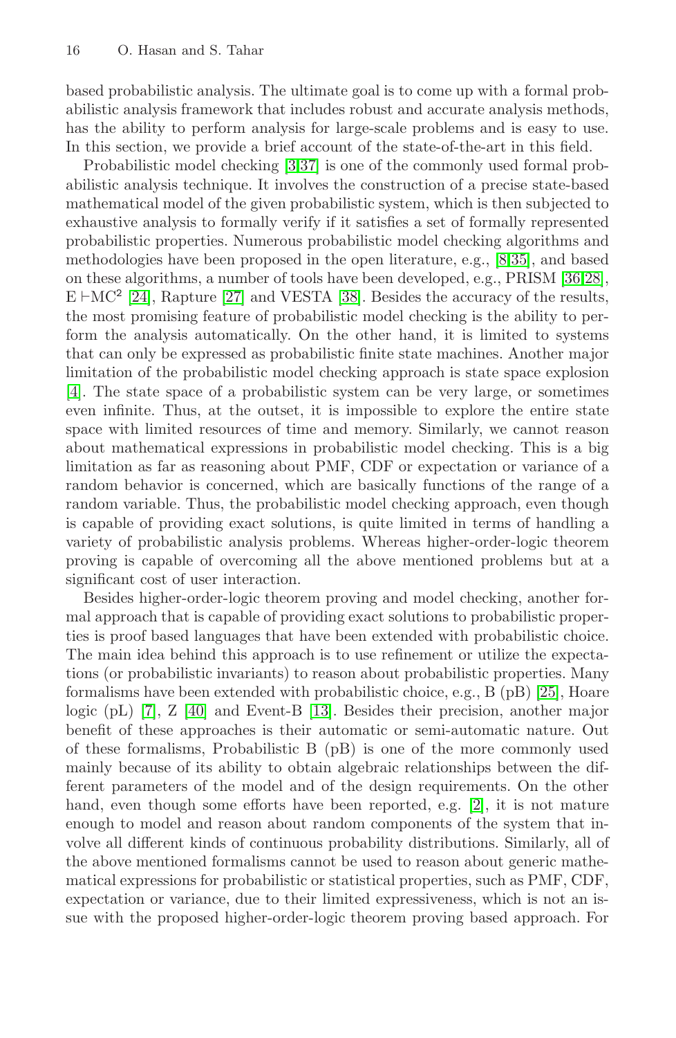based probabilistic analysis. The ultimate goal is to come up with a formal probabilistic analysis framework that includes robust and accurate analysis methods, has the ability to perform analysis for large-scale problems and is easy to use. In this section, we provide a brief account of the state-of-the-art in this field.

Probabilistic model checking [3,37] is one of the commonly used formal probabilistic analysis technique. It involves the construction of a precise state-based mathematical model of the given probabilistic system, which is then subjected to exhaustive analysis to formally verify if it satisfies a set of formally represented probabilistic properties. Numerous probabilistic model checking algorithms and methodologies have been proposed in the open literature, e.g., [8,35], and based on these algorithms, a number of tools have been developed, e.g., PRISM [36,28], E $\vdash$MC$^2$ [24], Rapture [27] and VESTA [38]. Besides the accuracy of the results, the most promising feature of probabilistic model checking is the ability to perform the analysis automatically. On the other hand, it is limited to systems that can only be expressed as probabilistic finite state machines. Another major limitation of the probabilistic model checking approach is state space explosion [4]. The state space of a probabilistic system can be very large, or sometimes even infinite. Thus, at the outset, it is impossible to explore the entire state space with limited resources of time and memory. Similarly, we cannot reason about mathematical expressions in probabilistic model checking. This is a big limitation as far as reasoning about PMF, CDF or expectation or variance of a random behavior is concerned, which are basically functions of the range of a random variable. Thus, the probabilistic model checking approach, even though is capable of providing exact solutions, is quite limited in terms of handling a variety of probabilistic analysis problems. Whereas higher-order-logic theorem proving is capable of overcoming all the above mentioned problems but at a significant cost of user interaction.

Besides higher-order-logic theorem proving and model checking, another formal approach that is capable of providing exact solutions to probabilistic properties is proof based languages that have been extended with probabilistic choice. The main idea behind this approach is to use refinement or utilize the expectations (or probabilistic invariants) to reason about probabilistic properties. Many formalisms have been extended with probabilistic choice, e.g., B (pB) [25], Hoare logic (pL) [7], Z [40] and Event-B [13]. Besides their precision, another major benefit of these approaches is their automatic or semi-automatic nature. Out of these formalisms, Probabilistic B (pB) is one of the more commonly used mainly because of its ability to obtain algebraic relationships between the different parameters of the model and of the design requirements. On the other hand, even though some efforts have been reported, e.g. [2], it is not mature enough to model and reason about random components of the system that involve all different kinds of continuous probability distributions. Similarly, all of the above mentioned formalisms cannot be used to reason about generic mathematical expressions for probabilistic or statistical properties, such as PMF, CDF, expectation or variance, due to their limited expressiveness, which is not an issue with the proposed higher-order-logic theorem proving based approach. For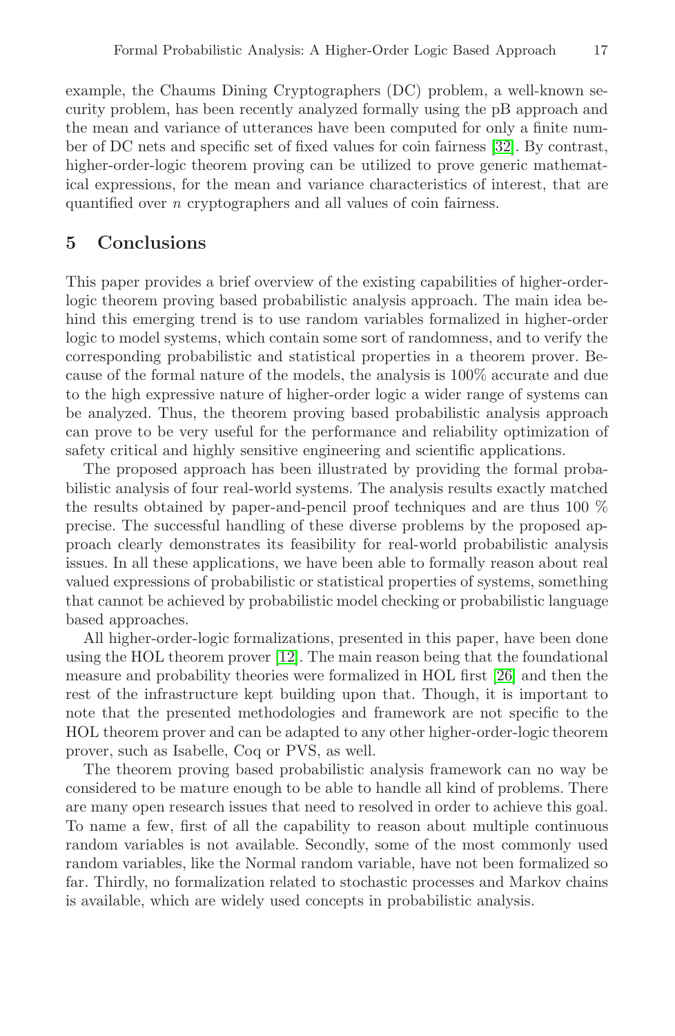example, the Chaums Dining Cryptographers (DC) problem, a well-known security problem, has been recently analyzed formally using the pB approach and the mean and variance of utterances have been computed for only a finite number of DC nets and specific set of fixed values for coin fairness [32]. By contrast, higher-order-logic theorem proving can be utilized to prove generic mathematical expressions, for the mean and variance characteristics of interest, that are quantified over $n$ cryptographers and all values of coin fairness.

## 5 Conclusions

This paper provides a brief overview of the existing capabilities of higher-order-logic theorem proving based probabilistic analysis approach. The main idea behind this emerging trend is to use random variables formalized in higher-order logic to model systems, which contain some sort of randomness, and to verify the corresponding probabilistic and statistical properties in a theorem prover. Because of the formal nature of the models, the analysis is 100% accurate and due to the high expressive nature of higher-order logic a wider range of systems can be analyzed. Thus, the theorem proving based probabilistic analysis approach can prove to be very useful for the performance and reliability optimization of safety critical and highly sensitive engineering and scientific applications.

The proposed approach has been illustrated by providing the formal probabilistic analysis of four real-world systems. The analysis results exactly matched the results obtained by paper-and-pencil proof techniques and are thus 100 % precise. The successful handling of these diverse problems by the proposed approach clearly demonstrates its feasibility for real-world probabilistic analysis issues. In all these applications, we have been able to formally reason about real valued expressions of probabilistic or statistical properties of systems, something that cannot be achieved by probabilistic model checking or probabilistic language based approaches.

All higher-order-logic formalizations, presented in this paper, have been done using the HOL theorem prover [12]. The main reason being that the foundational measure and probability theories were formalized in HOL first [26] and then the rest of the infrastructure kept building upon that. Though, it is important to note that the presented methodologies and framework are not specific to the HOL theorem prover and can be adapted to any other higher-order-logic theorem prover, such as Isabelle, Coq or PVS, as well.

The theorem proving based probabilistic analysis framework can no way be considered to be mature enough to be able to handle all kind of problems. There are many open research issues that need to resolved in order to achieve this goal. To name a few, first of all the capability to reason about multiple continuous random variables is not available. Secondly, some of the most commonly used random variables, like the Normal random variable, have not been formalized so far. Thirdly, no formalization related to stochastic processes and Markov chains is available, which are widely used concepts in probabilistic analysis.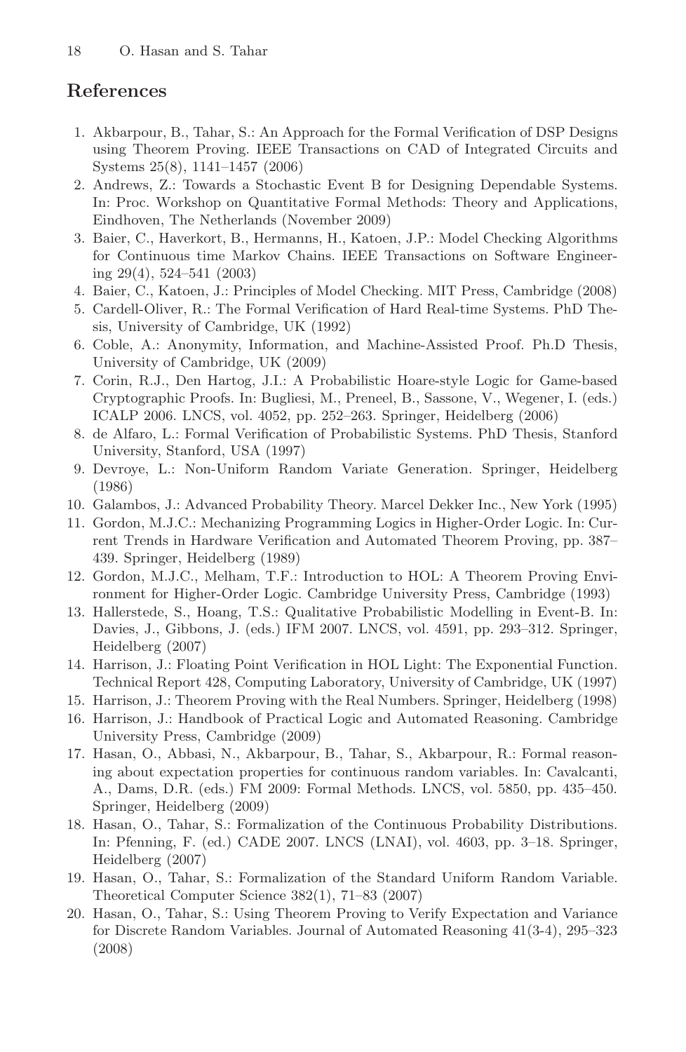## References

1. Akbarpour, B., Tahar, S.: An Approach for the Formal Verification of DSP Designs using Theorem Proving. IEEE Transactions on CAD of Integrated Circuits and Systems 25(8), 1141–1457 (2006)
2. Andrews, Z.: Towards a Stochastic Event B for Designing Dependable Systems. In: Proc. Workshop on Quantitative Formal Methods: Theory and Applications, Eindhoven, The Netherlands (November 2009)
3. Baier, C., Haverkort, B., Hermanns, H., Katoen, J.P.: Model Checking Algorithms for Continuous time Markov Chains. IEEE Transactions on Software Engineering 29(4), 524–541 (2003)
4. Baier, C., Katoen, J.: Principles of Model Checking. MIT Press, Cambridge (2008)
5. Cardell-Oliver, R.: The Formal Verification of Hard Real-time Systems. PhD Thesis, University of Cambridge, UK (1992)
6. Coble, A.: Anonymity, Information, and Machine-Assisted Proof. Ph.D Thesis, University of Cambridge, UK (2009)
7. Corin, R.J., Den Hartog, J.I.: A Probabilistic Hoare-style Logic for Game-based Cryptographic Proofs. In: Bugliesi, M., Preneel, B., Sassone, V., Wegener, I. (eds.) ICALP 2006. LNCS, vol. 4052, pp. 252–263. Springer, Heidelberg (2006)
8. de Alfaro, L.: Formal Verification of Probabilistic Systems. PhD Thesis, Stanford University, Stanford, USA (1997)
9. Devroye, L.: Non-Uniform Random Variate Generation. Springer, Heidelberg (1986)
10. Galambos, J.: Advanced Probability Theory. Marcel Dekker Inc., New York (1995)
11. Gordon, M.J.C.: Mechanizing Programming Logics in Higher-Order Logic. In: Current Trends in Hardware Verification and Automated Theorem Proving, pp. 387–439. Springer, Heidelberg (1989)
12. Gordon, M.J.C., Melham, T.F.: Introduction to HOL: A Theorem Proving Environment for Higher-Order Logic. Cambridge University Press, Cambridge (1993)
13. Hallerstede, S., Hoang, T.S.: Qualitative Probabilistic Modelling in Event-B. In: Davies, J., Gibbons, J. (eds.) IFM 2007. LNCS, vol. 4591, pp. 293–312. Springer, Heidelberg (2007)
14. Harrison, J.: Floating Point Verification in HOL Light: The Exponential Function. Technical Report 428, Computing Laboratory, University of Cambridge, UK (1997)
15. Harrison, J.: Theorem Proving with the Real Numbers. Springer, Heidelberg (1998)
16. Harrison, J.: Handbook of Practical Logic and Automated Reasoning. Cambridge University Press, Cambridge (2009)
17. Hasan, O., Abbasi, N., Akbarpour, B., Tahar, S., Akbarpour, R.: Formal reasoning about expectation properties for continuous random variables. In: Cavalcanti, A., Dams, D.R. (eds.) FM 2009: Formal Methods. LNCS, vol. 5850, pp. 435–450. Springer, Heidelberg (2009)
18. Hasan, O., Tahar, S.: Formalization of the Continuous Probability Distributions. In: Pfenning, F. (ed.) CADE 2007. LNCS (LNAI), vol. 4603, pp. 3–18. Springer, Heidelberg (2007)
19. Hasan, O., Tahar, S.: Formalization of the Standard Uniform Random Variable. Theoretical Computer Science 382(1), 71–83 (2007)
20. Hasan, O., Tahar, S.: Using Theorem Proving to Verify Expectation and Variance for Discrete Random Variables. Journal of Automated Reasoning 41(3-4), 295–323 (2008)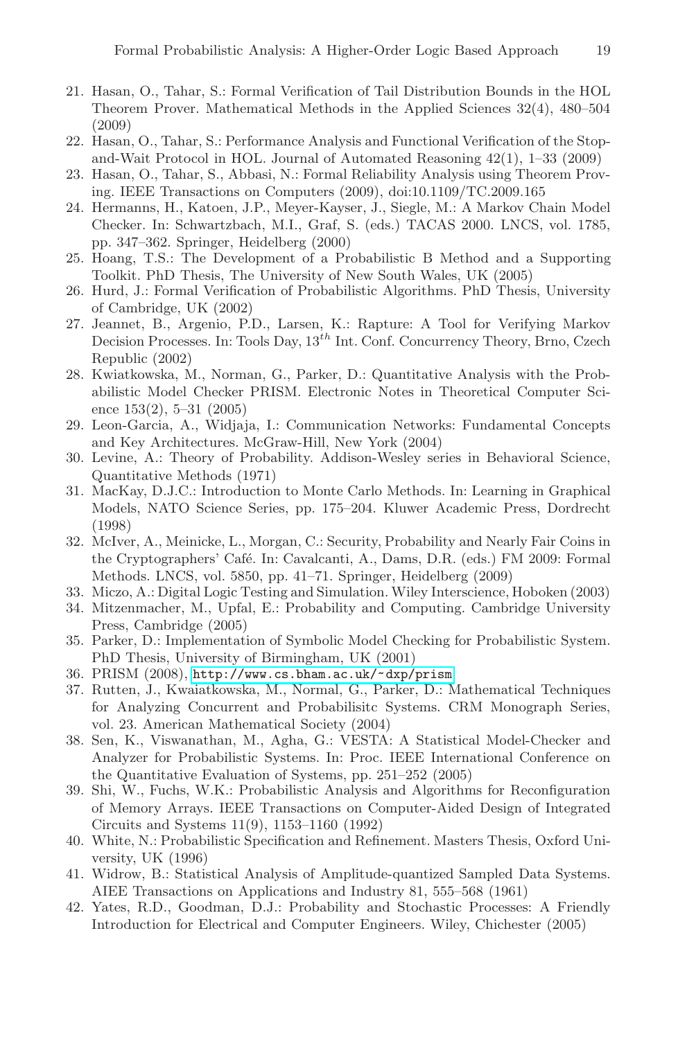21. Hasan, O., Tahar, S.: Formal Verification of Tail Distribution Bounds in the HOL Theorem Prover. Mathematical Methods in the Applied Sciences 32(4), 480–504 (2009)
22. Hasan, O., Tahar, S.: Performance Analysis and Functional Verification of the Stop-and-Wait Protocol in HOL. Journal of Automated Reasoning 42(1), 1–33 (2009)
23. Hasan, O., Tahar, S., Abbasi, N.: Formal Reliability Analysis using Theorem Proving. IEEE Transactions on Computers (2009), doi:10.1109/TC.2009.165
24. Hermanns, H., Katoen, J.P., Meyer-Kayser, J., Siegle, M.: A Markov Chain Model Checker. In: Schwartzbach, M.I., Graf, S. (eds.) TACAS 2000. LNCS, vol. 1785, pp. 347–362. Springer, Heidelberg (2000)
25. Hoang, T.S.: The Development of a Probabilistic B Method and a Supporting Toolkit. PhD Thesis, The University of New South Wales, UK (2005)
26. Hurd, J.: Formal Verification of Probabilistic Algorithms. PhD Thesis, University of Cambridge, UK (2002)
27. Jeannet, B., Argenio, P.D., Larsen, K.: Rapture: A Tool for Verifying Markov Decision Processes. In: Tools Day, $13^{th}$ Int. Conf. Concurrency Theory, Brno, Czech Republic (2002)
28. Kwiatkowska, M., Norman, G., Parker, D.: Quantitative Analysis with the Probabilistic Model Checker PRISM. Electronic Notes in Theoretical Computer Science 153(2), 5–31 (2005)
29. Leon-Garcia, A., Widjaja, I.: Communication Networks: Fundamental Concepts and Key Architectures. McGraw-Hill, New York (2004)
30. Levine, A.: Theory of Probability. Addison-Wesley series in Behavioral Science, Quantitative Methods (1971)
31. MacKay, D.J.C.: Introduction to Monte Carlo Methods. In: Learning in Graphical Models, NATO Science Series, pp. 175–204. Kluwer Academic Press, Dordrecht (1998)
32. McIver, A., Meinicke, L., Morgan, C.: Security, Probability and Nearly Fair Coins in the Cryptographers' Café. In: Cavalcanti, A., Dams, D.R. (eds.) FM 2009: Formal Methods. LNCS, vol. 5850, pp. 41–71. Springer, Heidelberg (2009)
33. Miczo, A.: Digital Logic Testing and Simulation. Wiley Interscience, Hoboken (2003)
34. Mitzenmacher, M., Upfal, E.: Probability and Computing. Cambridge University Press, Cambridge (2005)
35. Parker, D.: Implementation of Symbolic Model Checking for Probabilistic System. PhD Thesis, University of Birmingham, UK (2001)
36. PRISM (2008), http://www.cs.bham.ac.uk/~dxp/prism
37. Rutten, J., Kwaiatkowska, M., Normal, G., Parker, D.: Mathematical Techniques for Analyzing Concurrent and Probabilisitc Systems. CRM Monograph Series, vol. 23. American Mathematical Society (2004)
38. Sen, K., Viswanathan, M., Agha, G.: VESTA: A Statistical Model-Checker and Analyzer for Probabilistic Systems. In: Proc. IEEE International Conference on the Quantitative Evaluation of Systems, pp. 251–252 (2005)
39. Shi, W., Fuchs, W.K.: Probabilistic Analysis and Algorithms for Reconfiguration of Memory Arrays. IEEE Transactions on Computer-Aided Design of Integrated Circuits and Systems 11(9), 1153–1160 (1992)
40. White, N.: Probabilistic Specification and Refinement. Masters Thesis, Oxford University, UK (1996)
41. Widrow, B.: Statistical Analysis of Amplitude-quantized Sampled Data Systems. AIEE Transactions on Applications and Industry 81, 555–568 (1961)
42. Yates, R.D., Goodman, D.J.: Probability and Stochastic Processes: A Friendly Introduction for Electrical and Computer Engineers. Wiley, Chichester (2005)